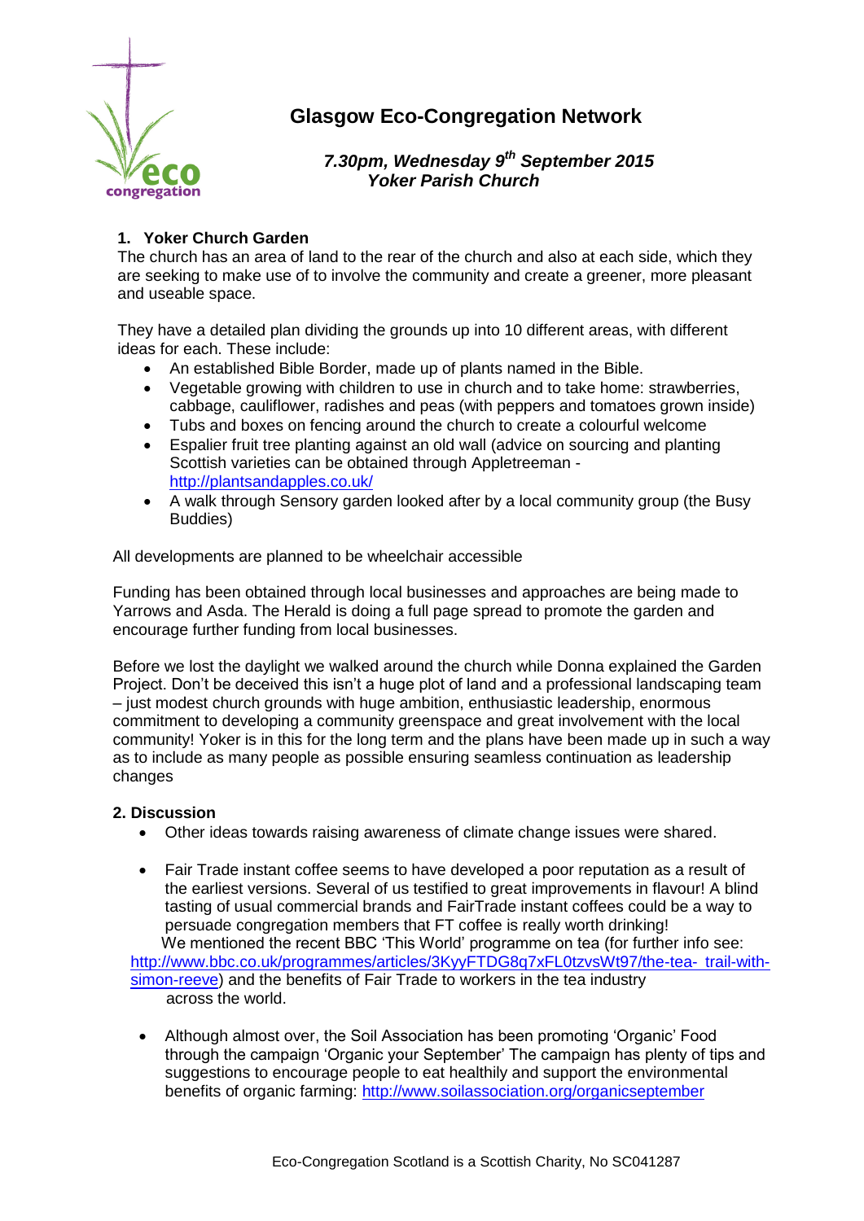# Glasgow Eco-Congregation Network

***7.30pm, Wednesday 9th September 2015***
***Yoker Parish Church***

## 1. Yoker Church Garden

The church has an area of land to the rear of the church and also at each side, which they are seeking to make use of to involve the community and create a greener, more pleasant and useable space.

They have a detailed plan dividing the grounds up into 10 different areas, with different ideas for each. These include:

- An established Bible Border, made up of plants named in the Bible.
- Vegetable growing with children to use in church and to take home: strawberries, cabbage, cauliflower, radishes and peas (with peppers and tomatoes grown inside)
- Tubs and boxes on fencing around the church to create a colourful welcome
- Espalier fruit tree planting against an old wall (advice on sourcing and planting Scottish varieties can be obtained through Appletreeman - http://plantsandapples.co.uk/
- A walk through Sensory garden looked after by a local community group (the Busy Buddies)

All developments are planned to be wheelchair accessible

Funding has been obtained through local businesses and approaches are being made to Yarrows and Asda. The Herald is doing a full page spread to promote the garden and encourage further funding from local businesses.

Before we lost the daylight we walked around the church while Donna explained the Garden Project. Don't be deceived this isn't a huge plot of land and a professional landscaping team – just modest church grounds with huge ambition, enthusiastic leadership, enormous commitment to developing a community greenspace and great involvement with the local community! Yoker is in this for the long term and the plans have been made up in such a way as to include as many people as possible ensuring seamless continuation as leadership changes

## 2. Discussion

- Other ideas towards raising awareness of climate change issues were shared.

- Fair Trade instant coffee seems to have developed a poor reputation as a result of the earliest versions. Several of us testified to great improvements in flavour! A blind tasting of usual commercial brands and FairTrade instant coffees could be a way to persuade congregation members that FT coffee is really worth drinking!
  We mentioned the recent BBC 'This World' programme on tea (for further info see: http://www.bbc.co.uk/programmes/articles/3KyyFTDG8q7xFL0tzvsWt97/the-tea- trail-with-simon-reeve) and the benefits of Fair Trade to workers in the tea industry across the world.

- Although almost over, the Soil Association has been promoting 'Organic' Food through the campaign 'Organic your September' The campaign has plenty of tips and suggestions to encourage people to eat healthily and support the environmental benefits of organic farming: http://www.soilassociation.org/organicseptember

Eco-Congregation Scotland is a Scottish Charity, No SC041287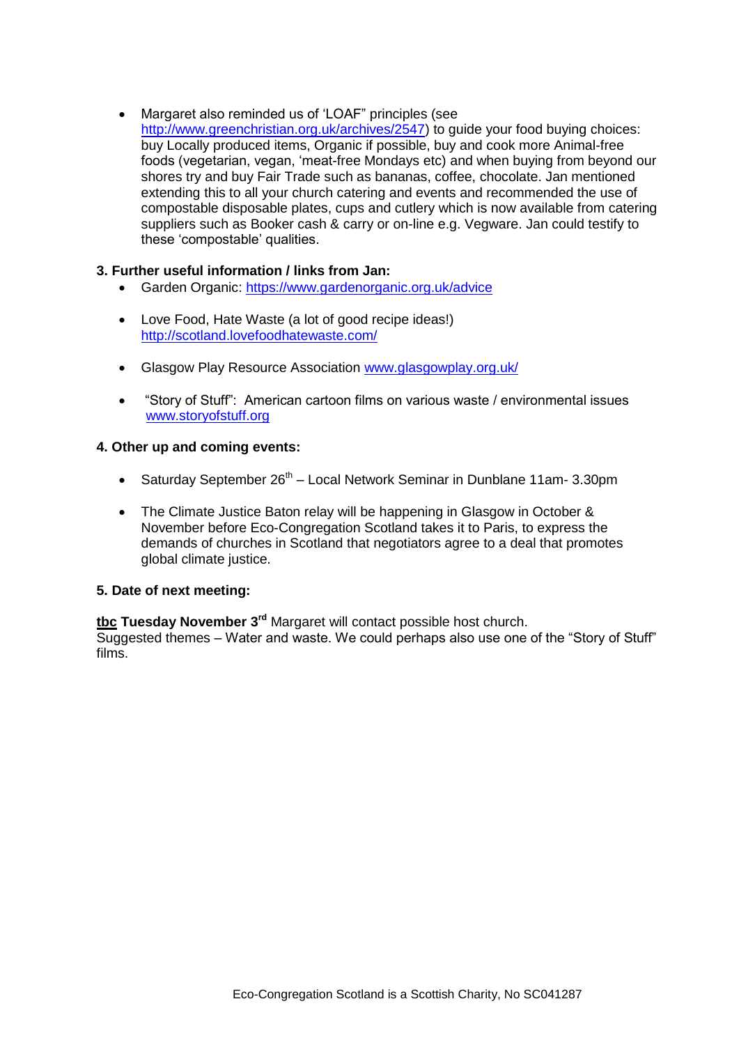- Margaret also reminded us of 'LOAF" principles (see http://www.greenchristian.org.uk/archives/2547) to guide your food buying choices: buy Locally produced items, Organic if possible, buy and cook more Animal-free foods (vegetarian, vegan, 'meat-free Mondays etc) and when buying from beyond our shores try and buy Fair Trade such as bananas, coffee, chocolate. Jan mentioned extending this to all your church catering and events and recommended the use of compostable disposable plates, cups and cutlery which is now available from catering suppliers such as Booker cash & carry or on-line e.g. Vegware. Jan could testify to these 'compostable' qualities.

**3. Further useful information / links from Jan:**

- Garden Organic: https://www.gardenorganic.org.uk/advice
- Love Food, Hate Waste (a lot of good recipe ideas!) http://scotland.lovefoodhatewaste.com/
- Glasgow Play Resource Association www.glasgowplay.org.uk/
- "Story of Stuff": American cartoon films on various waste / environmental issues www.storyofstuff.org

**4. Other up and coming events:**

- Saturday September 26th – Local Network Seminar in Dunblane 11am- 3.30pm
- The Climate Justice Baton relay will be happening in Glasgow in October & November before Eco-Congregation Scotland takes it to Paris, to express the demands of churches in Scotland that negotiators agree to a deal that promotes global climate justice.

**5. Date of next meeting:**

**tbc Tuesday November 3rd** Margaret will contact possible host church.
Suggested themes – Water and waste. We could perhaps also use one of the "Story of Stuff" films.

Eco-Congregation Scotland is a Scottish Charity, No SC041287